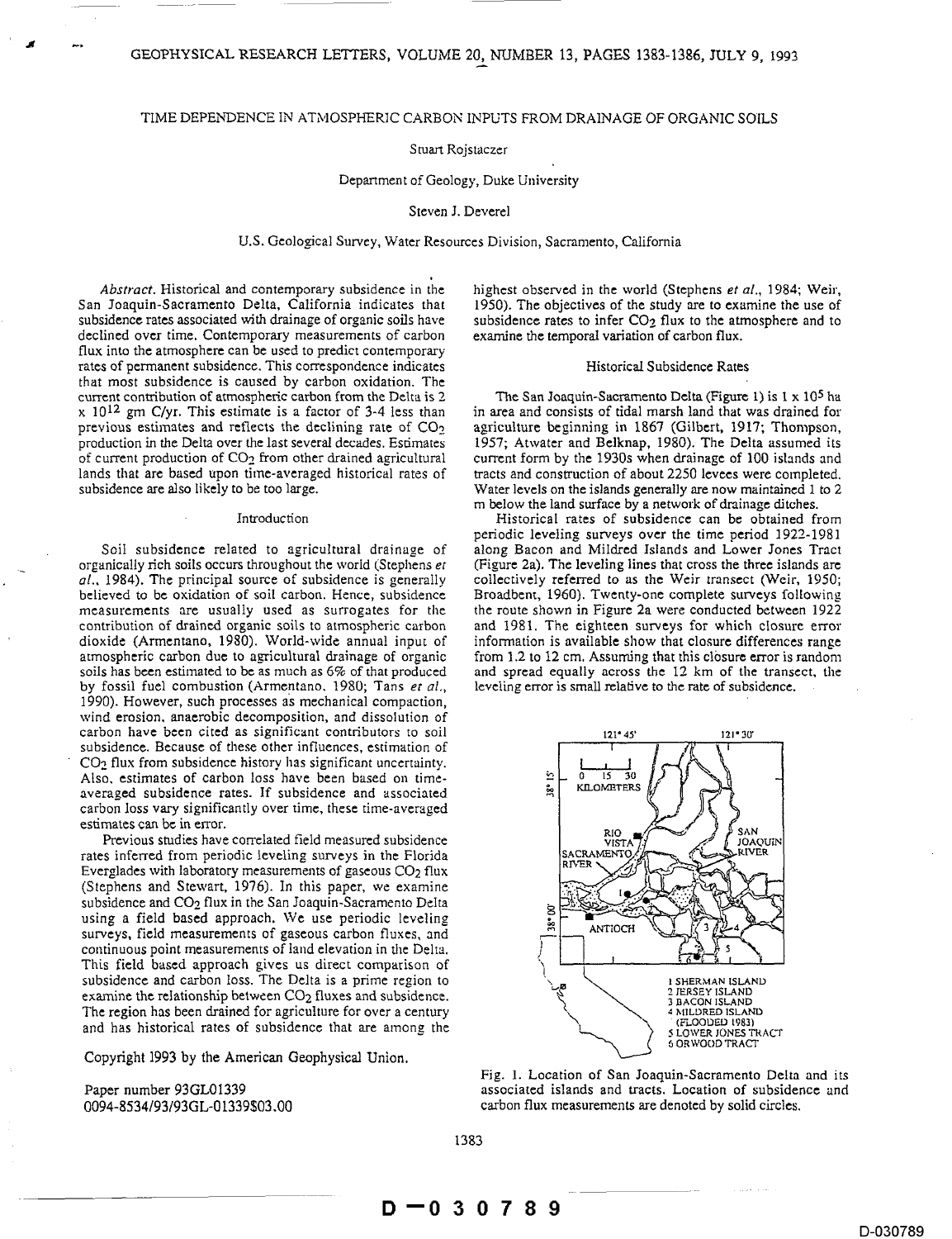# TIME DEPENDENCE IN ATMOSPHERIC CARBON INPUTS FROM DRAINAGE OF ORGANIC SOILS

Stuart Rojstaczer

Department of Geology, Duke University

Steven J. Deverel

U.S. Geological Survey, Water Resources Division, Sacramento, California

*Abstract*. Historical and contemporary subsidence in the San Joaquin-Sacramento Delta, California indicates that subsidence rates associated with drainage of organic soils have declined over time. Contemporary measurements of carbon flux into the atmosphere can be used to predict contemporary rates of permanent subsidence. This correspondence indicates that most subsidence is caused by carbon oxidation. The current contribution of atmospheric carbon from the Delta is $2 \times 10^{12}$ gm C/yr. This estimate is a factor of 3-4 less than previous estimates and reflects the declining rate of $CO_2$ production in the Delta over the last several decades. Estimates of current production of $CO_2$ from other drained agricultural lands that are based upon time-averaged historical rates of subsidence are also likely to be too large.

## Introduction

Soil subsidence related to agricultural drainage of organically rich soils occurs throughout the world (Stephens *et al.*, 1984). The principal source of subsidence is generally believed to be oxidation of soil carbon. Hence, subsidence measurements are usually used as surrogates for the contribution of drained organic soils to atmospheric carbon dioxide (Armentano, 1980). World-wide annual input of atmospheric carbon due to agricultural drainage of organic soils has been estimated to be as much as 6% of that produced by fossil fuel combustion (Armentano, 1980; Tans *et al.*, 1990). However, such processes as mechanical compaction, wind erosion, anaerobic decomposition, and dissolution of carbon have been cited as significant contributors to soil subsidence. Because of these other influences, estimation of $CO_2$ flux from subsidence history has significant uncertainty. Also, estimates of carbon loss have been based on time-averaged subsidence rates. If subsidence and associated carbon loss vary significantly over time, these time-averaged estimates can be in error.

Previous studies have correlated field measured subsidence rates inferred from periodic leveling surveys in the Florida Everglades with laboratory measurements of gaseous $CO_2$ flux (Stephens and Stewart, 1976). In this paper, we examine subsidence and $CO_2$ flux in the San Joaquin-Sacramento Delta using a field based approach. We use periodic leveling surveys, field measurements of gaseous carbon fluxes, and continuous point measurements of land elevation in the Delta. This field based approach gives us direct comparison of subsidence and carbon loss. The Delta is a prime region to examine the relationship between $CO_2$ fluxes and subsidence. The region has been drained for agriculture for over a century and has historical rates of subsidence that are among the highest observed in the world (Stephens *et al.*, 1984; Weir, 1950). The objectives of the study are to examine the use of subsidence rates to infer $CO_2$ flux to the atmosphere and to examine the temporal variation of carbon flux.

Copyright 1993 by the American Geophysical Union.

Paper number 93GL01339
0094-8534/93/93GL-01339$03.00

## Historical Subsidence Rates

The San Joaquin-Sacramento Delta (Figure 1) is $1 \times 10^5$ ha in area and consists of tidal marsh land that was drained for agriculture beginning in 1867 (Gilbert, 1917; Thompson, 1957; Atwater and Belknap, 1980). The Delta assumed its current form by the 1930s when drainage of 100 islands and tracts and construction of about 2250 levees were completed. Water levels on the islands generally are now maintained 1 to 2 m below the land surface by a network of drainage ditches.

Historical rates of subsidence can be obtained from periodic leveling surveys over the time period 1922-1981 along Bacon and Mildred Islands and Lower Jones Tract (Figure 2a). The leveling lines that cross the three islands are collectively referred to as the Weir transect (Weir, 1950; Broadbent, 1960). Twenty-one complete surveys following the route shown in Figure 2a were conducted between 1922 and 1981. The eighteen surveys for which closure error information is available show that closure differences range from 1.2 to 12 cm. Assuming that this closure error is random and spread equally across the 12 km of the transect, the leveling error is small relative to the rate of subsidence.

Fig. 1. Location of San Joaquin-Sacramento Delta and its associated islands and tracts. Location of subsidence and carbon flux measurements are denoted by solid circles.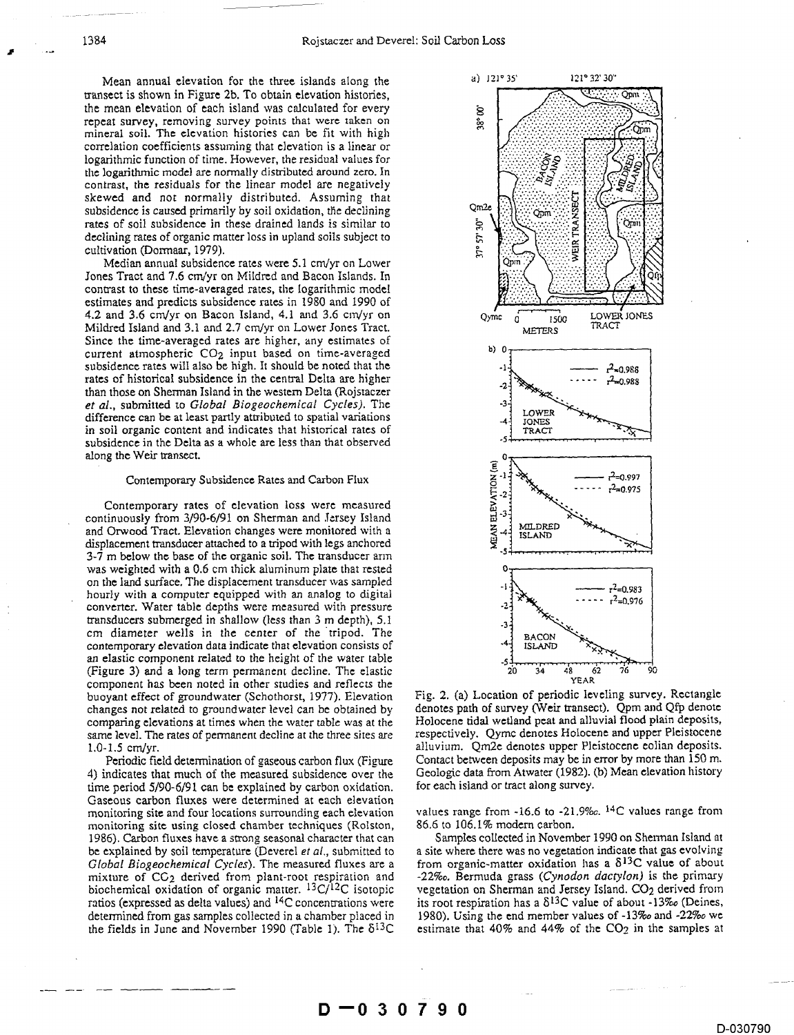Mean annual elevation for the three islands along the transect is shown in Figure 2b. To obtain elevation histories, the mean elevation of each island was calculated for every repeat survey, removing survey points that were taken on mineral soil. The elevation histories can be fit with high correlation coefficients assuming that elevation is a linear or logarithmic function of time. However, the residual values for the logarithmic model are normally distributed around zero. In contrast, the residuals for the linear model are negatively skewed and not normally distributed. Assuming that subsidence is caused primarily by soil oxidation, the declining rates of soil subsidence in these drained lands is similar to declining rates of organic matter loss in upland soils subject to cultivation (Dormaar, 1979).

Median annual subsidence rates were 5.1 cm/yr on Lower Jones Tract and 7.6 cm/yr on Mildred and Bacon Islands. In contrast to these time-averaged rates, the logarithmic model estimates and predicts subsidence rates in 1980 and 1990 of 4.2 and 3.6 cm/yr on Bacon Island, 4.1 and 3.6 cm/yr on Mildred Island and 3.1 and 2.7 cm/yr on Lower Jones Tract. Since the time-averaged rates are higher, any estimates of current atmospheric $CO_2$ input based on time-averaged subsidence rates will also be high. It should be noted that the rates of historical subsidence in the central Delta are higher than those on Sherman Island in the western Delta (Rojstaczer *et al.*, submitted to *Global Biogeochemical Cycles*). The difference can be at least partly attributed to spatial variations in soil organic content and indicates that historical rates of subsidence in the Delta as a whole are less than that observed along the Weir transect.

### Contemporary Subsidence Rates and Carbon Flux

Contemporary rates of elevation loss were measured continuously from 3/90-6/91 on Sherman and Jersey Island and Orwood Tract. Elevation changes were monitored with a displacement transducer attached to a tripod with legs anchored 3-7 m below the base of the organic soil. The transducer arm was weighted with a 0.6 cm thick aluminum plate that rested on the land surface. The displacement transducer was sampled hourly with a computer equipped with an analog to digital converter. Water table depths were measured with pressure transducers submerged in shallow (less than 3 m depth), 5.1 cm diameter wells in the center of the tripod. The contemporary elevation data indicate that elevation consists of an elastic component related to the height of the water table (Figure 3) and a long term permanent decline. The elastic component has been noted in other studies and reflects the buoyant effect of groundwater (Schothorst, 1977). Elevation changes not related to groundwater level can be obtained by comparing elevations at times when the water table was at the same level. The rates of permanent decline at the three sites are 1.0-1.5 cm/yr.

Periodic field determination of gaseous carbon flux (Figure 4) indicates that much of the measured subsidence over the time period 5/90-6/91 can be explained by carbon oxidation. Gaseous carbon fluxes were determined at each elevation monitoring site and four locations surrounding each elevation monitoring site using closed chamber techniques (Rolston, 1986). Carbon fluxes have a strong seasonal character that can be explained by soil temperature (Deverel *et al.*, submitted to *Global Biogeochemical Cycles*). The measured fluxes are a mixture of $CO_2$ derived from plant-root respiration and biochemical oxidation of organic matter. $^{13}C/^{12}C$ isotopic ratios (expressed as delta values) and $^{14}C$ concentrations were determined from gas samples collected in a chamber placed in the fields in June and November 1990 (Table 1). The $\delta^{13}C$ values range from -16.6 to -21.9‰. $^{14}C$ values range from 86.6 to 106.1% modern carbon.

Samples collected in November 1990 on Sherman Island at a site where there was no vegetation indicate that gas evolving from organic-matter oxidation has a $\delta^{13}C$ value of about -22‰. Bermuda grass (*Cynodon dactylon*) is the primary vegetation on Sherman and Jersey Island. $CO_2$ derived from its root respiration has a $\delta^{13}C$ value of about -13‰ (Deines, 1980). Using the end member values of -13‰ and -22‰ we estimate that 40% and 44% of the $CO_2$ in the samples at

Fig. 2. (a) Location of periodic leveling survey. Rectangle denotes path of survey (Weir transect). Qpm and Qfp denote Holocene tidal wetland peat and alluvial flood plain deposits, respectively. Qymc denotes Holocene and upper Pleistocene alluvium. Qm2e denotes upper Pleistocene eolian deposits. Contact between deposits may be in error by more than 150 m. Geologic data from Atwater (1982). (b) Mean elevation history for each island or tract along survey.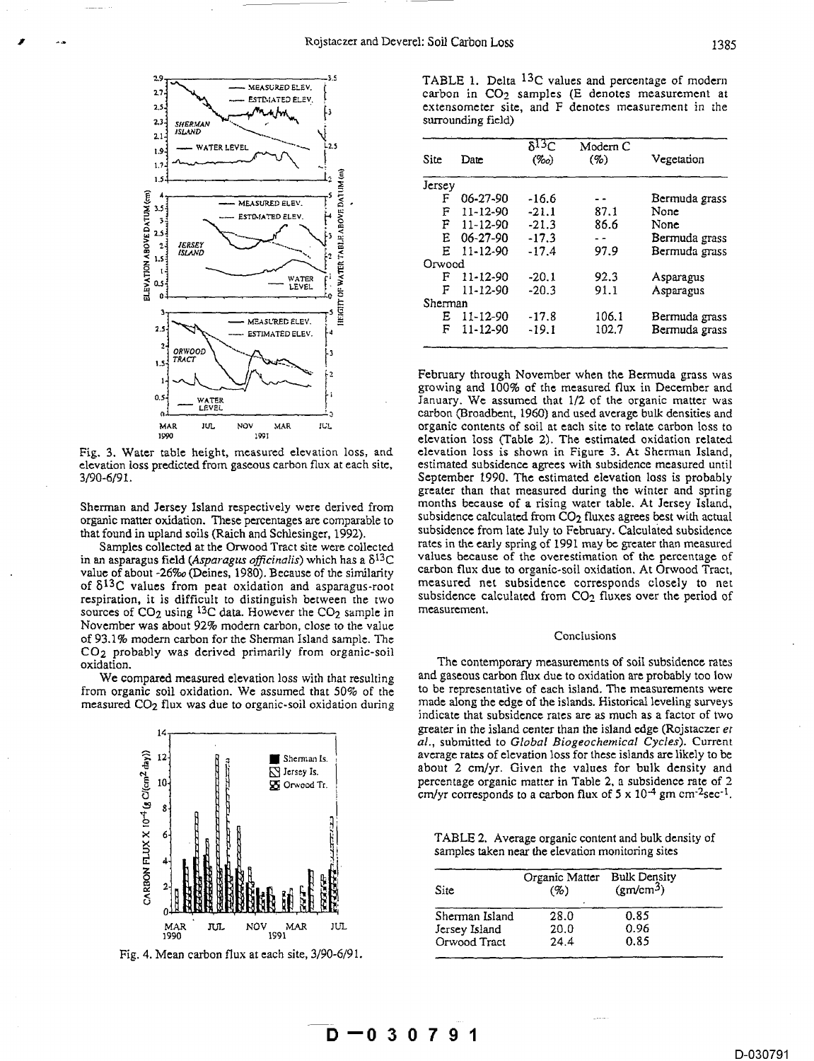Fig. 3. Water table height, measured elevation loss, and elevation loss predicted from gaseous carbon flux at each site, 3/90-6/91.

Sherman and Jersey Island respectively were derived from organic matter oxidation. These percentages are comparable to that found in upland soils (Raich and Schlesinger, 1992).

Samples collected at the Orwood Tract site were collected in an asparagus field (*Asparagus officinalis*) which has a $\delta^{13}C$ value of about -26‰ (Deines, 1980). Because of the similarity of $\delta^{13}C$ values from peat oxidation and asparagus-root respiration, it is difficult to distinguish between the two sources of $CO_2$ using $^{13}C$ data. However the $CO_2$ sample in November was about 92% modern carbon, close to the value of 93.1% modern carbon for the Sherman Island sample. The $CO_2$ probably was derived primarily from organic-soil oxidation.

We compared measured elevation loss with that resulting from organic soil oxidation. We assumed that 50% of the measured $CO_2$ flux was due to organic-soil oxidation during February through November when the Bermuda grass was growing and 100% of the measured flux in December and January. We assumed that 1/2 of the organic matter was carbon (Broadbent, 1960) and used average bulk densities and organic contents of soil at each site to relate carbon loss to elevation loss (Table 2). The estimated oxidation related elevation loss is shown in Figure 3. At Sherman Island, estimated subsidence agrees with subsidence measured until September 1990. The estimated elevation loss is probably greater than that measured during the winter and spring months because of a rising water table. At Jersey Island, subsidence calculated from $CO_2$ fluxes agrees best with actual subsidence from late July to February. Calculated subsidence rates in the early spring of 1991 may be greater than measured values because of the overestimation of the percentage of carbon flux due to organic-soil oxidation. At Orwood Tract, measured net subsidence corresponds closely to net subsidence calculated from $CO_2$ fluxes over the period of measurement.

Fig. 4. Mean carbon flux at each site, 3/90-6/91.

TABLE 1. Delta $^{13}C$ values and percentage of modern carbon in $CO_2$ samples (E denotes measurement at extensometer site, and F denotes measurement in the surrounding field)

| Site | Date | $\delta^{13}C$ (‰) | Modern C (%) | Vegetation |
|---|---|---|---|---|
| Jersey | | | | |
| F | 06-27-90 | -16.6 | -- | Bermuda grass |
| F | 11-12-90 | -21.1 | 87.1 | None |
| F | 11-12-90 | -21.3 | 86.6 | None |
| E | 06-27-90 | -17.3 | -- | Bermuda grass |
| E | 11-12-90 | -17.4 | 97.9 | Bermuda grass |
| Orwood | | | | |
| F | 11-12-90 | -20.1 | 92.3 | Asparagus |
| F | 11-12-90 | -20.3 | 91.1 | Asparagus |
| Sherman | | | | |
| E | 11-12-90 | -17.8 | 106.1 | Bermuda grass |
| F | 11-12-90 | -19.1 | 102.7 | Bermuda grass |

## Conclusions

The contemporary measurements of soil subsidence rates and gaseous carbon flux due to oxidation are probably too low to be representative of each island. The measurements were made along the edge of the islands. Historical leveling surveys indicate that subsidence rates are as much as a factor of two greater in the island center than the island edge (Rojstaczer *et al.*, submitted to *Global Biogeochemical Cycles*). Current average rates of elevation loss for these islands are likely to be about 2 cm/yr. Given the values for bulk density and percentage organic matter in Table 2, a subsidence rate of 2 cm/yr corresponds to a carbon flux of $5 \times 10^{-4}$ gm $cm^{-2}sec^{-1}$.

TABLE 2. Average organic content and bulk density of samples taken near the elevation monitoring sites

| Site | Organic Matter (%) | Bulk Density ($gm/cm^3$) |
|---|---|---|
| Sherman Island | 28.0 | 0.85 |
| Jersey Island | 20.0 | 0.96 |
| Orwood Tract | 24.4 | 0.85 |

D-030791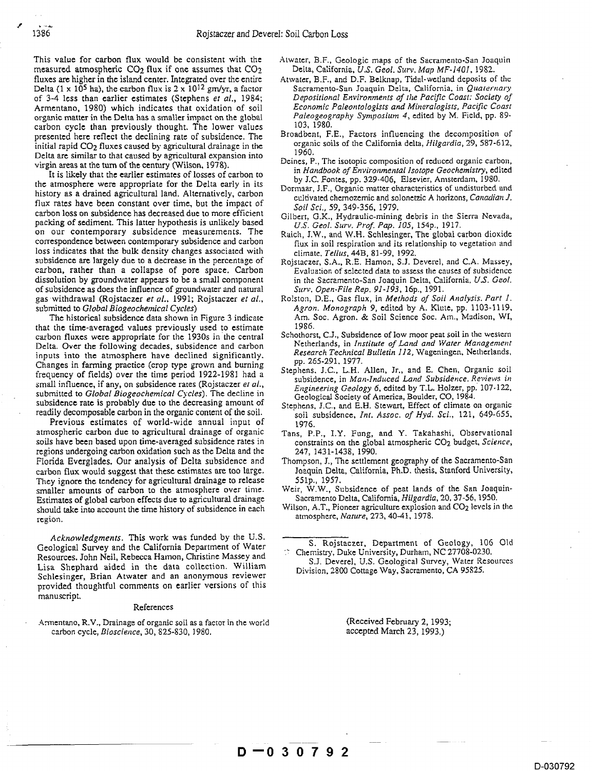This value for carbon flux would be consistent with the measured atmospheric $CO_2$ flux if one assumes that $CO_2$ fluxes are higher in the island center. Integrated over the entire Delta ($1 \times 10^5$ ha), the carbon flux is $2 \times 10^{12}$ gm/yr, a factor of 3-4 less than earlier estimates (Stephens *et al.*, 1984; Armentano, 1980) which indicates that oxidation of soil organic matter in the Delta has a smaller impact on the global carbon cycle than previously thought. The lower values presented here reflect the declining rate of subsidence. The initial rapid $CO_2$ fluxes caused by agricultural drainage in the Delta are similar to that caused by agricultural expansion into virgin areas at the turn of the century (Wilson, 1978).

It is likely that the earlier estimates of losses of carbon to the atmosphere were appropriate for the Delta early in its history as a drained agricultural land. Alternatively, carbon flux rates have been constant over time, but the impact of carbon loss on subsidence has decreased due to more efficient packing of sediment. This latter hypothesis is unlikely based on our contemporary subsidence measurements. The correspondence between contemporary subsidence and carbon loss indicates that the bulk density changes associated with subsidence are largely due to a decrease in the percentage of carbon, rather than a collapse of pore space. Carbon dissolution by groundwater appears to be a small component of subsidence as does the influence of groundwater and natural gas withdrawal (Rojstaczer *et al.*, 1991; Rojstaczer *et al.*, submitted to *Global Biogeochemical Cycles*)

The historical subsidence data shown in Figure 3 indicate that the time-averaged values previously used to estimate carbon fluxes were appropriate for the 1930s in the central Delta. Over the following decades, subsidence and carbon inputs into the atmosphere have declined significantly. Changes in farming practice (crop type grown and burning frequency of fields) over the time period 1922-1981 had a small influence, if any, on subsidence rates (Rojstaczer *et al.*, submitted to *Global Biogeochemical Cycles*). The decline in subsidence rate is probably due to the decreasing amount of readily decomposable carbon in the organic content of the soil.

Previous estimates of world-wide annual input of atmospheric carbon due to agricultural drainage of organic soils have been based upon time-averaged subsidence rates in regions undergoing carbon oxidation such as the Delta and the Florida Everglades. Our analysis of Delta subsidence and carbon flux would suggest that these estimates are too large. They ignore the tendency for agricultural drainage to release smaller amounts of carbon to the atmosphere over time. Estimates of global carbon effects due to agricultural drainage should take into account the time history of subsidence in each region.

*Acknowledgments.* This work was funded by the U.S. Geological Survey and the California Department of Water Resources. John Neil, Rebecca Hamon, Christine Massey and Lisa Shephard aided in the data collection. William Schlesinger, Brian Atwater and an anonymous reviewer provided thoughtful comments on earlier versions of this manuscript.

## References

Armentano, R.V., Drainage of organic soil as a factor in the world carbon cycle, *Bioscience*, 30, 825-830, 1980.

Atwater, B.F., Geologic maps of the Sacramento-San Joaquin Delta, California, *U.S. Geol. Surv. Map MF-1401*, 1982.

Atwater, B.F., and D.F. Belknap, Tidal-wetland deposits of the Sacramento-San Joaquin Delta, California, in *Quaternary Depositional Environments of the Pacific Coast: Society of Economic Paleontologists and Mineralogists, Pacific Coast Paleogeography Symposium 4*, edited by M. Field, pp. 89-103, 1980.

Broadbent, F.E., Factors influencing the decomposition of organic soils of the California delta, *Hilgardia*, 29, 587-612, 1960.

Deines, P., The isotopic composition of reduced organic carbon, in *Handbook of Environmental Isotope Geochemistry*, edited by J.C. Fontes, pp. 329-406, Elsevier, Amsterdam, 1980.

Dormaar, J.F., Organic matter characteristics of undisturbed and cultivated chernozemic and solonetzic A horizons, *Canadian J. Soil Sci.*, 59, 349-356, 1979.

Gilbert, G.K., Hydraulic-mining debris in the Sierra Nevada, *U.S. Geol. Surv. Prof. Pap. 105*, 154p., 1917.

Raich, J.W., and W.H. Schlesinger, The global carbon dioxide flux in soil respiration and its relationship to vegetation and climate, *Tellus*, 44B, 81-99, 1992.

Rojstaczer, S.A., R.E. Hamon, S.J. Deverel, and C.A. Massey, Evaluation of selected data to assess the causes of subsidence in the Sacramento-San Joaquin Delta, California, *U.S. Geol. Surv. Open-File Rep. 91-193*, 16p., 1991.

Rolston, D.E., Gas flux, in *Methods of Soil Analysis. Part 1. Agron. Monograph 9*, edited by A. Klute, pp. 1103-1119, Am. Soc. Agron. & Soil Science Soc. Am., Madison, WI, 1986.

Schothorst, C.J., Subsidence of low moor peat soil in the western Netherlands, in *Institute of Land and Water Management Research Technical Bulletin 112*, Wageningen, Netherlands, pp. 265-291, 1977.

Stephens, J.C., L.H. Allen, Jr., and E. Chen, Organic soil subsidence, in *Man-Induced Land Subsidence. Reviews in Engineering Geology 6*, edited by T.L. Holzer, pp. 107-122, Geological Society of America, Boulder, CO, 1984.

Stephens, J.C., and E.H. Stewart, Effect of climate on organic soil subsidence, *Int. Assoc. of Hyd. Sci.*, 121, 649-655, 1976.

Tans, P.P., I.Y. Fung, and Y. Takahashi, Observational constraints on the global atmospheric $CO_2$ budget, *Science*, 247, 1431-1438, 1990.

Thompson, J., The settlement geography of the Sacramento-San Joaquin Delta, California, Ph.D. thesis, Stanford University, 551p., 1957.

Weir, W.W., Subsidence of peat lands of the San Joaquin-Sacramento Delta, California, *Hilgardia*, 20, 37-56, 1950.

Wilson, A.T., Pioneer agriculture explosion and $CO_2$ levels in the atmosphere, *Nature*, 273, 40-41, 1978.

---

S. Rojstaczer, Department of Geology, 106 Old Chemistry, Duke University, Durham, NC 27708-0230.

S.J. Deverel, U.S. Geological Survey, Water Resources Division, 2800 Cottage Way, Sacramento, CA 95825.

(Received February 2, 1993; accepted March 23, 1993.)

D-030792